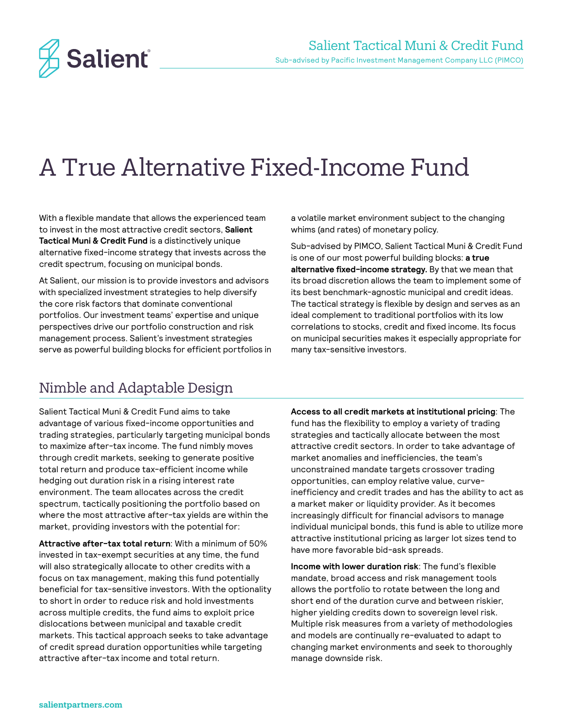# A True Alternative Fixed-Income Fund

With a flexible mandate that allows the experienced team to invest in the most attractive credit sectors, **Salient Tactical Muni & Credit Fund** is a distinctively unique alternative fixed-income strategy that invests across the credit spectrum, focusing on municipal bonds.

At Salient, our mission is to provide investors and advisors with specialized investment strategies to help diversify the core risk factors that dominate conventional portfolios. Our investment teams' expertise and unique perspectives drive our portfolio construction and risk management process. Salient's investment strategies serve as powerful building blocks for efficient portfolios in a volatile market environment subject to the changing whims (and rates) of monetary policy.

Sub-advised by PIMCO, Salient Tactical Muni & Credit Fund is one of our most powerful building blocks: **a true alternative fixed-income strategy.** By that we mean that its broad discretion allows the team to implement some of its best benchmark-agnostic municipal and credit ideas. The tactical strategy is flexible by design and serves as an ideal complement to traditional portfolios with its low correlations to stocks, credit and fixed income. Its focus on municipal securities makes it especially appropriate for many tax-sensitive investors.

## Nimble and Adaptable Design

Salient Tactical Muni & Credit Fund aims to take advantage of various fixed-income opportunities and trading strategies, particularly targeting municipal bonds to maximize after-tax income. The fund nimbly moves through credit markets, seeking to generate positive total return and produce tax-efficient income while hedging out duration risk in a rising interest rate environment. The team allocates across the credit spectrum, tactically positioning the portfolio based on where the most attractive after-tax yields are within the market, providing investors with the potential for:

**Attractive after-tax total return**: With a minimum of 50% invested in tax-exempt securities at any time, the fund will also strategically allocate to other credits with a focus on tax management, making this fund potentially beneficial for tax-sensitive investors. With the optionality to short in order to reduce risk and hold investments across multiple credits, the fund aims to exploit price dislocations between municipal and taxable credit markets. This tactical approach seeks to take advantage of credit spread duration opportunities while targeting attractive after-tax income and total return.

**Access to all credit markets at institutional pricing**: The fund has the flexibility to employ a variety of trading strategies and tactically allocate between the most attractive credit sectors. In order to take advantage of market anomalies and inefficiencies, the team's unconstrained mandate targets crossover trading opportunities, can employ relative value, curve-inefficiency and credit trades and has the ability to act as a market maker or liquidity provider. As it becomes increasingly difficult for financial advisors to manage individual municipal bonds, this fund is able to utilize more attractive institutional pricing as larger lot sizes tend to have more favorable bid-ask spreads.

**Income with lower duration risk**: The fund's flexible mandate, broad access and risk management tools allows the portfolio to rotate between the long and short end of the duration curve and between riskier, higher yielding credits down to sovereign level risk. Multiple risk measures from a variety of methodologies and models are continually re-evaluated to adapt to changing market environments and seek to thoroughly manage downside risk.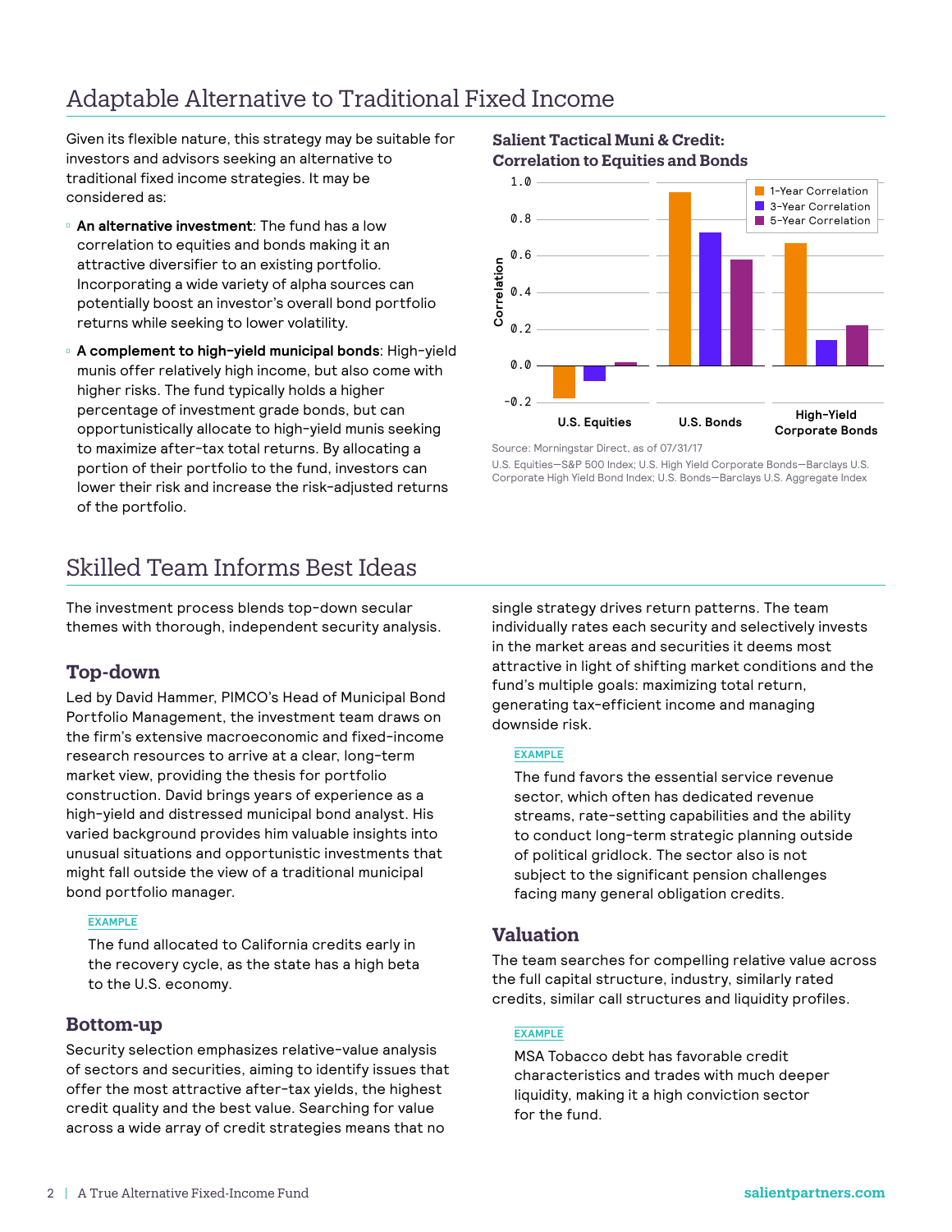## Adaptable Alternative to Traditional Fixed Income

Given its flexible nature, this strategy may be suitable for investors and advisors seeking an alternative to traditional fixed income strategies. It may be considered as:

- **An alternative investment**: The fund has a low correlation to equities and bonds making it an attractive diversifier to an existing portfolio. Incorporating a wide variety of alpha sources can potentially boost an investor's overall bond portfolio returns while seeking to lower volatility.
- **A complement to high-yield municipal bonds**: High-yield munis offer relatively high income, but also come with higher risks. The fund typically holds a higher percentage of investment grade bonds, but can opportunistically allocate to high-yield munis seeking to maximize after-tax total returns. By allocating a portion of their portfolio to the fund, investors can lower their risk and increase the risk-adjusted returns of the portfolio.

**Salient Tactical Muni & Credit: Correlation to Equities and Bonds**

| | 1-Year Correlation | 3-Year Correlation | 5-Year Correlation |
|---|---|---|---|
| U.S. Equities | -0.18 | -0.08 | 0.02 |
| U.S. Bonds | 0.95 | 0.73 | 0.58 |
| High-Yield Corporate Bonds | 0.67 | 0.14 | 0.22 |

Source: Morningstar Direct, as of 07/31/17

U.S. Equities—S&P 500 Index; U.S. High Yield Corporate Bonds—Barclays U.S. Corporate High Yield Bond Index; U.S. Bonds—Barclays U.S. Aggregate Index

## Skilled Team Informs Best Ideas

The investment process blends top-down secular themes with thorough, independent security analysis.

### Top-down

Led by David Hammer, PIMCO's Head of Municipal Bond Portfolio Management, the investment team draws on the firm's extensive macroeconomic and fixed-income research resources to arrive at a clear, long-term market view, providing the thesis for portfolio construction. David brings years of experience as a high-yield and distressed municipal bond analyst. His varied background provides him valuable insights into unusual situations and opportunistic investments that might fall outside the view of a traditional municipal bond portfolio manager.

**EXAMPLE**

The fund allocated to California credits early in the recovery cycle, as the state has a high beta to the U.S. economy.

### Bottom-up

Security selection emphasizes relative-value analysis of sectors and securities, aiming to identify issues that offer the most attractive after-tax yields, the highest credit quality and the best value. Searching for value across a wide array of credit strategies means that no single strategy drives return patterns. The team individually rates each security and selectively invests in the market areas and securities it deems most attractive in light of shifting market conditions and the fund's multiple goals: maximizing total return, generating tax-efficient income and managing downside risk.

**EXAMPLE**

The fund favors the essential service revenue sector, which often has dedicated revenue streams, rate-setting capabilities and the ability to conduct long-term strategic planning outside of political gridlock. The sector also is not subject to the significant pension challenges facing many general obligation credits.

### Valuation

The team searches for compelling relative value across the full capital structure, industry, similarly rated credits, similar call structures and liquidity profiles.

**EXAMPLE**

MSA Tobacco debt has favorable credit characteristics and trades with much deeper liquidity, making it a high conviction sector for the fund.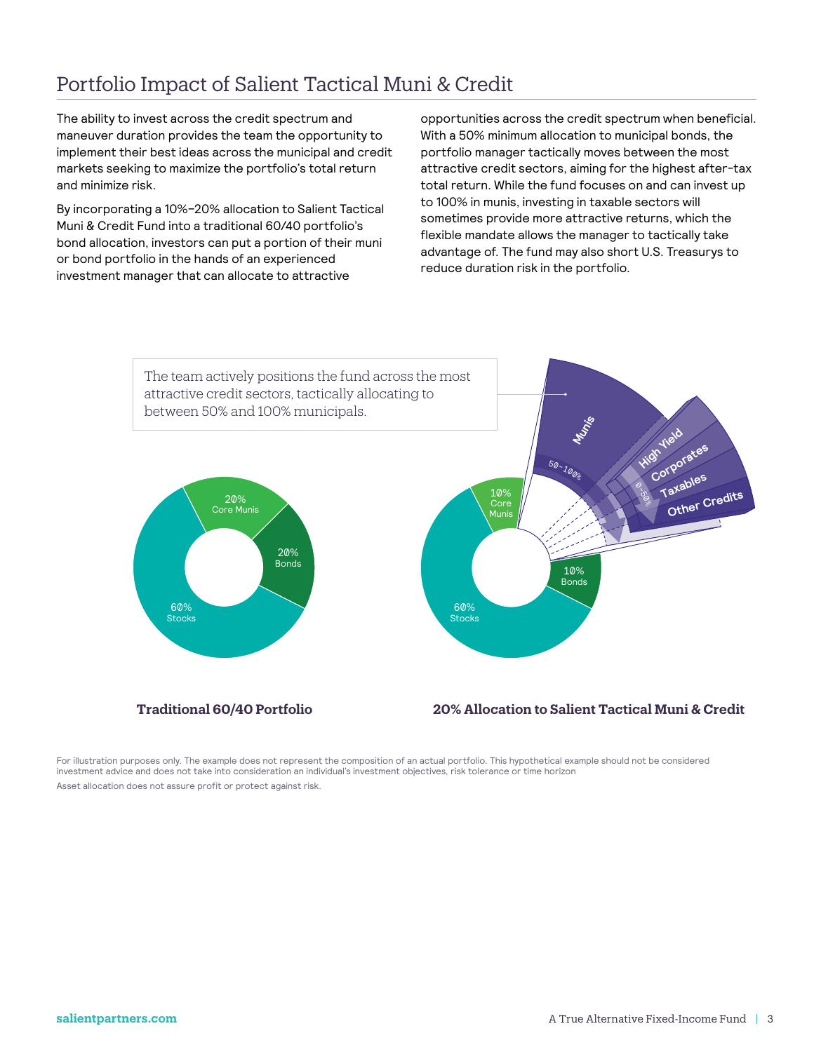## Portfolio Impact of Salient Tactical Muni & Credit

The ability to invest across the credit spectrum and maneuver duration provides the team the opportunity to implement their best ideas across the municipal and credit markets seeking to maximize the portfolio's total return and minimize risk.

By incorporating a 10%–20% allocation to Salient Tactical Muni & Credit Fund into a traditional 60/40 portfolio's bond allocation, investors can put a portion of their muni or bond portfolio in the hands of an experienced investment manager that can allocate to attractive opportunities across the credit spectrum when beneficial. With a 50% minimum allocation to municipal bonds, the portfolio manager tactically moves between the most attractive credit sectors, aiming for the highest after-tax total return. While the fund focuses on and can invest up to 100% in munis, investing in taxable sectors will sometimes provide more attractive returns, which the flexible mandate allows the manager to tactically take advantage of. The fund may also short U.S. Treasurys to reduce duration risk in the portfolio.

The team actively positions the fund across the most attractive credit sectors, tactically allocating to between 50% and 100% municipals.

Munis 50–100%

High Yield, Corporates, Taxables, Other Credits 0–50%

20% Core Munis
20% Bonds
60% Stocks

**Traditional 60/40 Portfolio**

10% Core Munis
10% Bonds
60% Stocks

**20% Allocation to Salient Tactical Muni & Credit**

For illustration purposes only. The example does not represent the composition of an actual portfolio. This hypothetical example should not be considered investment advice and does not take into consideration an individual's investment objectives, risk tolerance or time horizon

Asset allocation does not assure profit or protect against risk.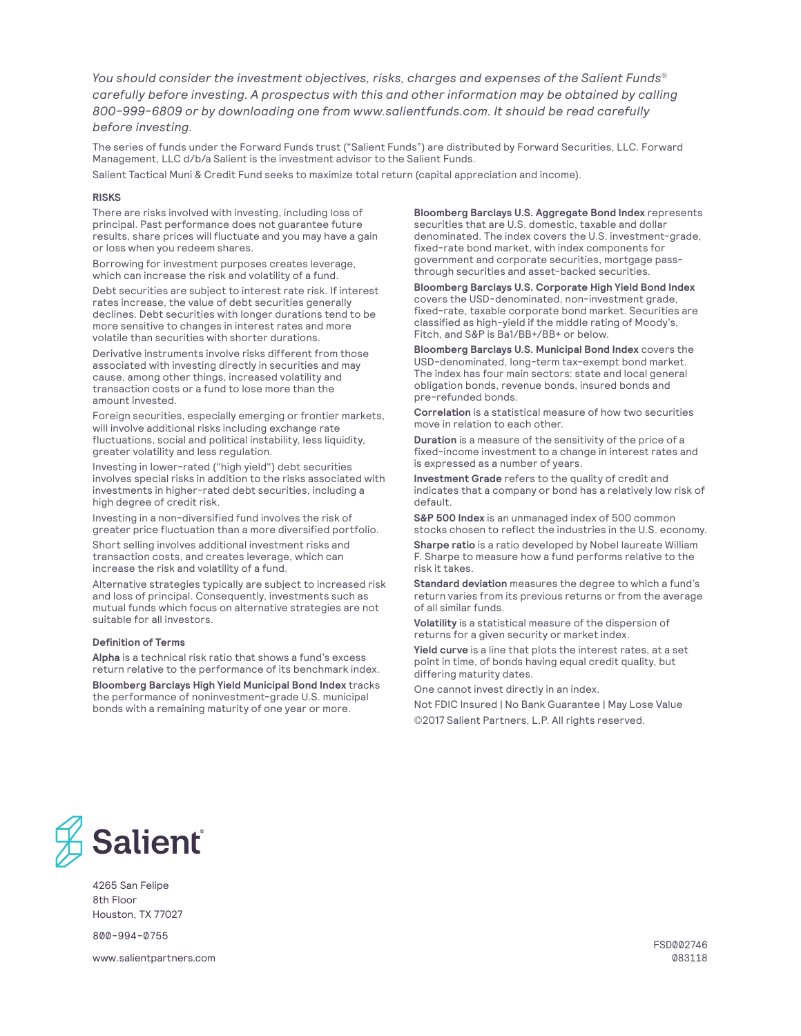*You should consider the investment objectives, risks, charges and expenses of the Salient Funds® carefully before investing. A prospectus with this and other information may be obtained by calling 800-999-6809 or by downloading one from www.salientfunds.com. It should be read carefully before investing.*

The series of funds under the Forward Funds trust ("Salient Funds") are distributed by Forward Securities, LLC. Forward Management, LLC d/b/a Salient is the investment advisor to the Salient Funds.

Salient Tactical Muni & Credit Fund seeks to maximize total return (capital appreciation and income).

**RISKS**

There are risks involved with investing, including loss of principal. Past performance does not guarantee future results, share prices will fluctuate and you may have a gain or loss when you redeem shares.

Borrowing for investment purposes creates leverage, which can increase the risk and volatility of a fund.

Debt securities are subject to interest rate risk. If interest rates increase, the value of debt securities generally declines. Debt securities with longer durations tend to be more sensitive to changes in interest rates and more volatile than securities with shorter durations.

Derivative instruments involve risks different from those associated with investing directly in securities and may cause, among other things, increased volatility and transaction costs or a fund to lose more than the amount invested.

Foreign securities, especially emerging or frontier markets, will involve additional risks including exchange rate fluctuations, social and political instability, less liquidity, greater volatility and less regulation.

Investing in lower-rated ("high yield") debt securities involves special risks in addition to the risks associated with investments in higher-rated debt securities, including a high degree of credit risk.

Investing in a non-diversified fund involves the risk of greater price fluctuation than a more diversified portfolio.

Short selling involves additional investment risks and transaction costs, and creates leverage, which can increase the risk and volatility of a fund.

Alternative strategies typically are subject to increased risk and loss of principal. Consequently, investments such as mutual funds which focus on alternative strategies are not suitable for all investors.

**Definition of Terms**

**Alpha** is a technical risk ratio that shows a fund's excess return relative to the performance of its benchmark index.

**Bloomberg Barclays High Yield Municipal Bond Index** tracks the performance of noninvestment-grade U.S. municipal bonds with a remaining maturity of one year or more.

**Bloomberg Barclays U.S. Aggregate Bond Index** represents securities that are U.S. domestic, taxable and dollar denominated. The index covers the U.S. investment-grade, fixed-rate bond market, with index components for government and corporate securities, mortgage pass-through securities and asset-backed securities.

**Bloomberg Barclays U.S. Corporate High Yield Bond Index** covers the USD-denominated, non-investment grade, fixed-rate, taxable corporate bond market. Securities are classified as high-yield if the middle rating of Moody's, Fitch, and S&P is Ba1/BB+/BB+ or below.

**Bloomberg Barclays U.S. Municipal Bond Index** covers the USD-denominated, long-term tax-exempt bond market. The index has four main sectors: state and local general obligation bonds, revenue bonds, insured bonds and pre-refunded bonds.

**Correlation** is a statistical measure of how two securities move in relation to each other.

**Duration** is a measure of the sensitivity of the price of a fixed-income investment to a change in interest rates and is expressed as a number of years.

**Investment Grade** refers to the quality of credit and indicates that a company or bond has a relatively low risk of default.

**S&P 500 Index** is an unmanaged index of 500 common stocks chosen to reflect the industries in the U.S. economy.

**Sharpe ratio** is a ratio developed by Nobel laureate William F. Sharpe to measure how a fund performs relative to the risk it takes.

**Standard deviation** measures the degree to which a fund's return varies from its previous returns or from the average of all similar funds.

**Volatility** is a statistical measure of the dispersion of returns for a given security or market index.

**Yield curve** is a line that plots the interest rates, at a set point in time, of bonds having equal credit quality, but differing maturity dates.

One cannot invest directly in an index.

Not FDIC Insured | No Bank Guarantee | May Lose Value

©2017 Salient Partners, L.P. All rights reserved.

Salient®

4265 San Felipe
8th Floor
Houston, TX 77027

800-994-0755

www.salientpartners.com

FSD002746
083118